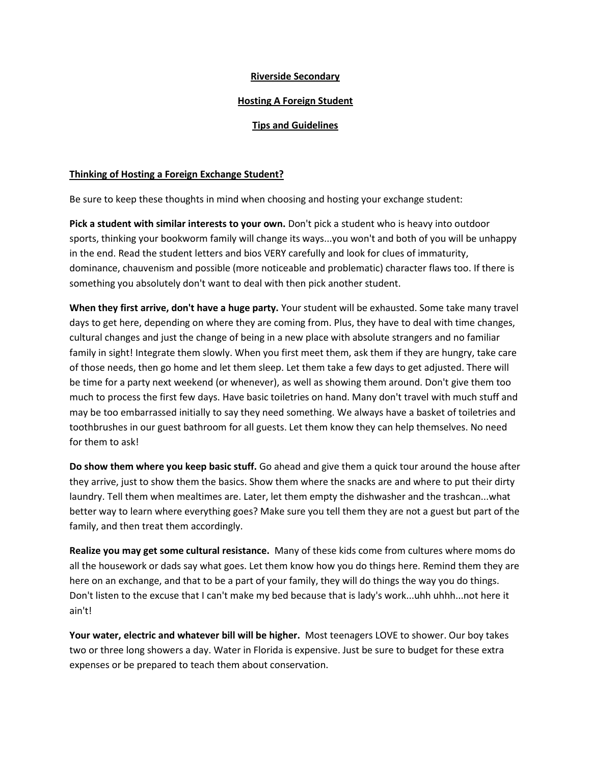# Riverside Secondary

## Hosting A Foreign Student

## Tips and Guidelines

### Thinking of Hosting a Foreign Exchange Student?

Be sure to keep these thoughts in mind when choosing and hosting your exchange student:

**Pick a student with similar interests to your own.** Don't pick a student who is heavy into outdoor sports, thinking your bookworm family will change its ways...you won't and both of you will be unhappy in the end. Read the student letters and bios VERY carefully and look for clues of immaturity, dominance, chauvenism and possible (more noticeable and problematic) character flaws too. If there is something you absolutely don't want to deal with then pick another student.

**When they first arrive, don't have a huge party.** Your student will be exhausted. Some take many travel days to get here, depending on where they are coming from. Plus, they have to deal with time changes, cultural changes and just the change of being in a new place with absolute strangers and no familiar family in sight! Integrate them slowly. When you first meet them, ask them if they are hungry, take care of those needs, then go home and let them sleep. Let them take a few days to get adjusted. There will be time for a party next weekend (or whenever), as well as showing them around. Don't give them too much to process the first few days. Have basic toiletries on hand. Many don't travel with much stuff and may be too embarrassed initially to say they need something. We always have a basket of toiletries and toothbrushes in our guest bathroom for all guests. Let them know they can help themselves. No need for them to ask!

**Do show them where you keep basic stuff.** Go ahead and give them a quick tour around the house after they arrive, just to show them the basics. Show them where the snacks are and where to put their dirty laundry. Tell them when mealtimes are. Later, let them empty the dishwasher and the trashcan...what better way to learn where everything goes? Make sure you tell them they are not a guest but part of the family, and then treat them accordingly.

**Realize you may get some cultural resistance.** Many of these kids come from cultures where moms do all the housework or dads say what goes. Let them know how you do things here. Remind them they are here on an exchange, and that to be a part of your family, they will do things the way you do things. Don't listen to the excuse that I can't make my bed because that is lady's work...uhh uhhh...not here it ain't!

**Your water, electric and whatever bill will be higher.** Most teenagers LOVE to shower. Our boy takes two or three long showers a day. Water in Florida is expensive. Just be sure to budget for these extra expenses or be prepared to teach them about conservation.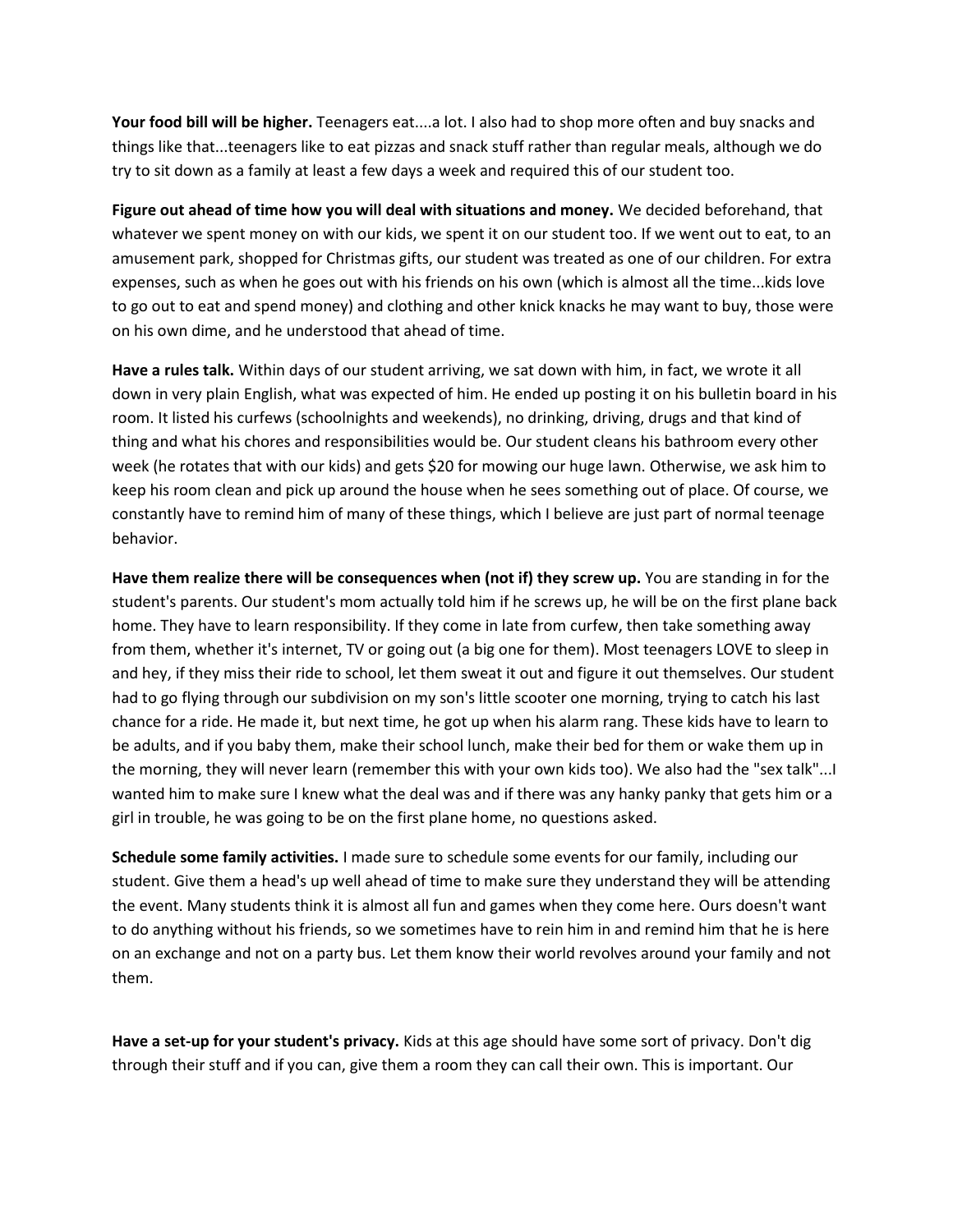**Your food bill will be higher.** Teenagers eat....a lot. I also had to shop more often and buy snacks and things like that...teenagers like to eat pizzas and snack stuff rather than regular meals, although we do try to sit down as a family at least a few days a week and required this of our student too.

**Figure out ahead of time how you will deal with situations and money.** We decided beforehand, that whatever we spent money on with our kids, we spent it on our student too. If we went out to eat, to an amusement park, shopped for Christmas gifts, our student was treated as one of our children. For extra expenses, such as when he goes out with his friends on his own (which is almost all the time...kids love to go out to eat and spend money) and clothing and other knick knacks he may want to buy, those were on his own dime, and he understood that ahead of time.

**Have a rules talk.** Within days of our student arriving, we sat down with him, in fact, we wrote it all down in very plain English, what was expected of him. He ended up posting it on his bulletin board in his room. It listed his curfews (schoolnights and weekends), no drinking, driving, drugs and that kind of thing and what his chores and responsibilities would be. Our student cleans his bathroom every other week (he rotates that with our kids) and gets $20 for mowing our huge lawn. Otherwise, we ask him to keep his room clean and pick up around the house when he sees something out of place. Of course, we constantly have to remind him of many of these things, which I believe are just part of normal teenage behavior.

**Have them realize there will be consequences when (not if) they screw up.** You are standing in for the student's parents. Our student's mom actually told him if he screws up, he will be on the first plane back home. They have to learn responsibility. If they come in late from curfew, then take something away from them, whether it's internet, TV or going out (a big one for them). Most teenagers LOVE to sleep in and hey, if they miss their ride to school, let them sweat it out and figure it out themselves. Our student had to go flying through our subdivision on my son's little scooter one morning, trying to catch his last chance for a ride. He made it, but next time, he got up when his alarm rang. These kids have to learn to be adults, and if you baby them, make their school lunch, make their bed for them or wake them up in the morning, they will never learn (remember this with your own kids too). We also had the "sex talk"...I wanted him to make sure I knew what the deal was and if there was any hanky panky that gets him or a girl in trouble, he was going to be on the first plane home, no questions asked.

**Schedule some family activities.** I made sure to schedule some events for our family, including our student. Give them a head's up well ahead of time to make sure they understand they will be attending the event. Many students think it is almost all fun and games when they come here. Ours doesn't want to do anything without his friends, so we sometimes have to rein him in and remind him that he is here on an exchange and not on a party bus. Let them know their world revolves around your family and not them.

**Have a set-up for your student's privacy.** Kids at this age should have some sort of privacy. Don't dig through their stuff and if you can, give them a room they can call their own. This is important. Our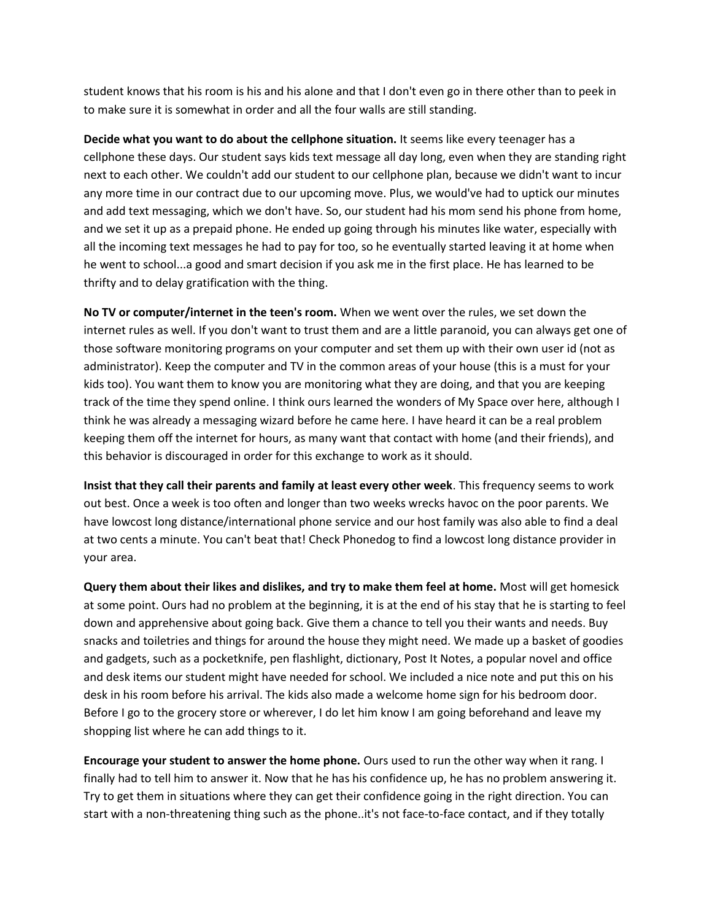student knows that his room is his and his alone and that I don't even go in there other than to peek in to make sure it is somewhat in order and all the four walls are still standing.

**Decide what you want to do about the cellphone situation.** It seems like every teenager has a cellphone these days. Our student says kids text message all day long, even when they are standing right next to each other. We couldn't add our student to our cellphone plan, because we didn't want to incur any more time in our contract due to our upcoming move. Plus, we would've had to uptick our minutes and add text messaging, which we don't have. So, our student had his mom send his phone from home, and we set it up as a prepaid phone. He ended up going through his minutes like water, especially with all the incoming text messages he had to pay for too, so he eventually started leaving it at home when he went to school...a good and smart decision if you ask me in the first place. He has learned to be thrifty and to delay gratification with the thing.

**No TV or computer/internet in the teen's room.** When we went over the rules, we set down the internet rules as well. If you don't want to trust them and are a little paranoid, you can always get one of those software monitoring programs on your computer and set them up with their own user id (not as administrator). Keep the computer and TV in the common areas of your house (this is a must for your kids too). You want them to know you are monitoring what they are doing, and that you are keeping track of the time they spend online. I think ours learned the wonders of My Space over here, although I think he was already a messaging wizard before he came here. I have heard it can be a real problem keeping them off the internet for hours, as many want that contact with home (and their friends), and this behavior is discouraged in order for this exchange to work as it should.

**Insist that they call their parents and family at least every other week**. This frequency seems to work out best. Once a week is too often and longer than two weeks wrecks havoc on the poor parents. We have lowcost long distance/international phone service and our host family was also able to find a deal at two cents a minute. You can't beat that! Check Phonedog to find a lowcost long distance provider in your area.

**Query them about their likes and dislikes, and try to make them feel at home.** Most will get homesick at some point. Ours had no problem at the beginning, it is at the end of his stay that he is starting to feel down and apprehensive about going back. Give them a chance to tell you their wants and needs. Buy snacks and toiletries and things for around the house they might need. We made up a basket of goodies and gadgets, such as a pocketknife, pen flashlight, dictionary, Post It Notes, a popular novel and office and desk items our student might have needed for school. We included a nice note and put this on his desk in his room before his arrival. The kids also made a welcome home sign for his bedroom door. Before I go to the grocery store or wherever, I do let him know I am going beforehand and leave my shopping list where he can add things to it.

**Encourage your student to answer the home phone.** Ours used to run the other way when it rang. I finally had to tell him to answer it. Now that he has his confidence up, he has no problem answering it. Try to get them in situations where they can get their confidence going in the right direction. You can start with a non-threatening thing such as the phone..it's not face-to-face contact, and if they totally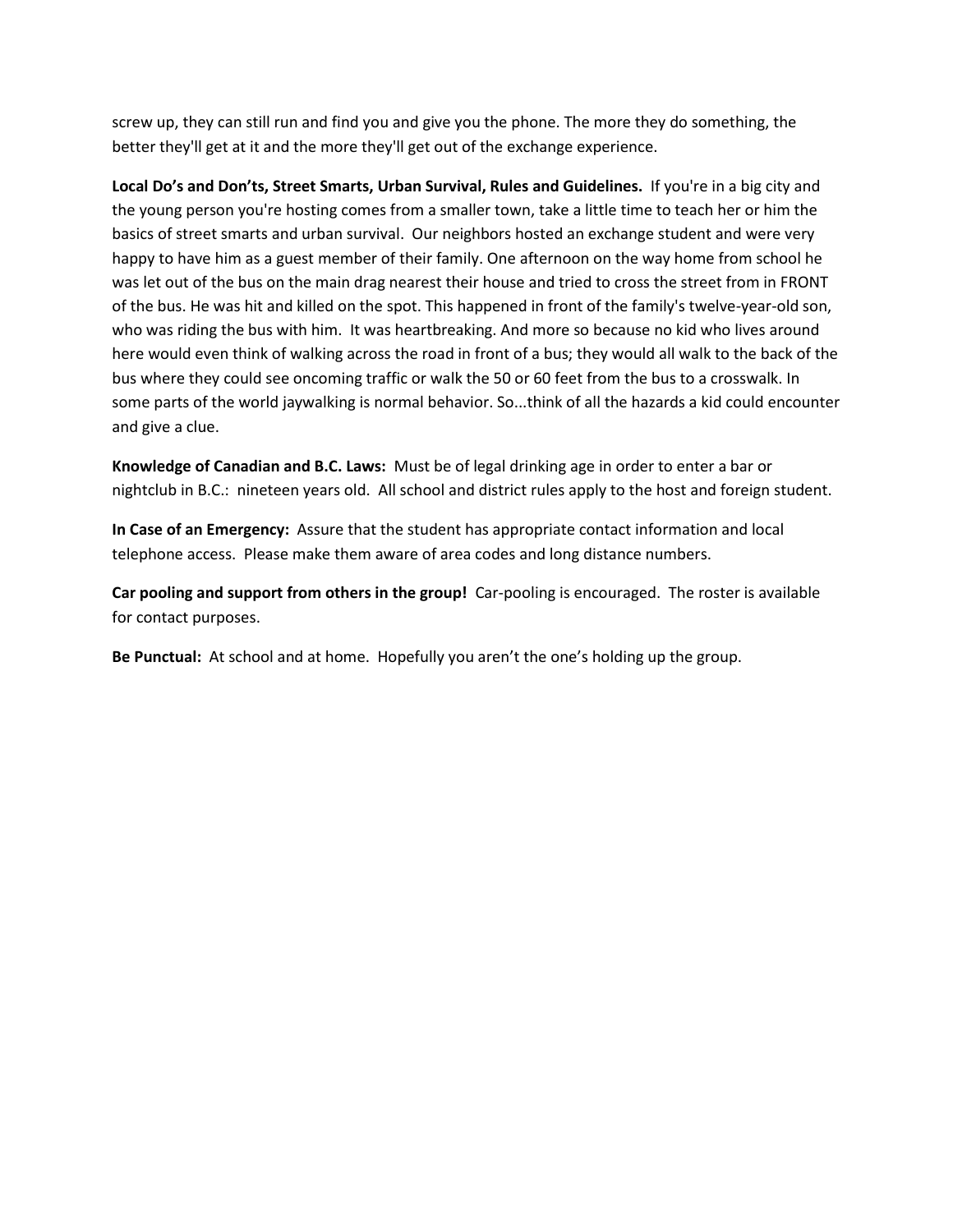screw up, they can still run and find you and give you the phone. The more they do something, the better they'll get at it and the more they'll get out of the exchange experience.

**Local Do's and Don'ts, Street Smarts, Urban Survival, Rules and Guidelines.** If you're in a big city and the young person you're hosting comes from a smaller town, take a little time to teach her or him the basics of street smarts and urban survival. Our neighbors hosted an exchange student and were very happy to have him as a guest member of their family. One afternoon on the way home from school he was let out of the bus on the main drag nearest their house and tried to cross the street from in FRONT of the bus. He was hit and killed on the spot. This happened in front of the family's twelve-year-old son, who was riding the bus with him. It was heartbreaking. And more so because no kid who lives around here would even think of walking across the road in front of a bus; they would all walk to the back of the bus where they could see oncoming traffic or walk the 50 or 60 feet from the bus to a crosswalk. In some parts of the world jaywalking is normal behavior. So...think of all the hazards a kid could encounter and give a clue.

**Knowledge of Canadian and B.C. Laws:** Must be of legal drinking age in order to enter a bar or nightclub in B.C.: nineteen years old. All school and district rules apply to the host and foreign student.

**In Case of an Emergency:** Assure that the student has appropriate contact information and local telephone access. Please make them aware of area codes and long distance numbers.

**Car pooling and support from others in the group!** Car-pooling is encouraged. The roster is available for contact purposes.

**Be Punctual:** At school and at home. Hopefully you aren't the one's holding up the group.